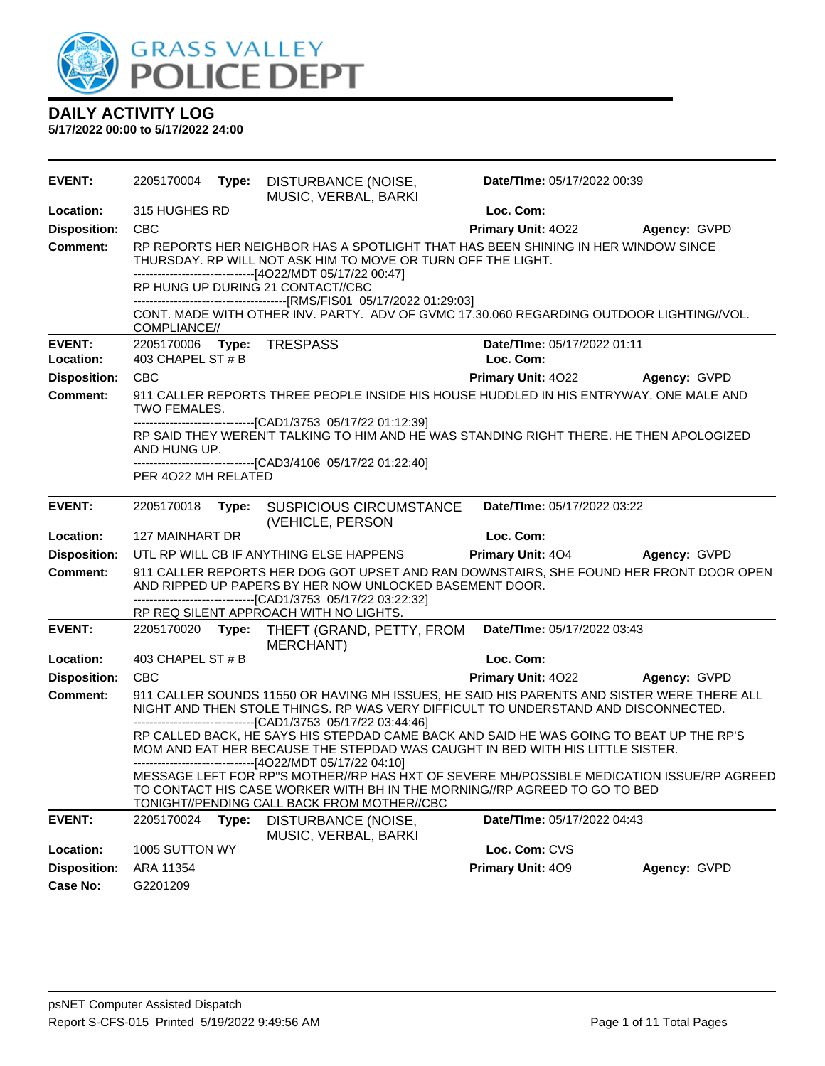# DAILY ACTIVITY LOG

**5/17/2022 00:00 to 5/17/2022 24:00**

---

**EVENT:** 2205170004 **Type:** DISTURBANCE (NOISE, MUSIC, VERBAL, BARKI **Date/TIme:** 05/17/2022 00:39

**Location:** 315 HUGHES RD **Loc. Com:**

**Disposition:** CBC **Primary Unit:** 4O22 **Agency:** GVPD

**Comment:** RP REPORTS HER NEIGHBOR HAS A SPOTLIGHT THAT HAS BEEN SHINING IN HER WINDOW SINCE THURSDAY. RP WILL NOT ASK HIM TO MOVE OR TURN OFF THE LIGHT.

------------------------------[4O22/MDT 05/17/22 00:47]

RP HUNG UP DURING 21 CONTACT//CBC

------------------------------[RMS/FIS01 05/17/2022 01:29:03]

CONT. MADE WITH OTHER INV. PARTY. ADV OF GVMC 17.30.060 REGARDING OUTDOOR LIGHTING//VOL. COMPLIANCE//

---

**EVENT:** 2205170006 **Type:** TRESPASS **Date/TIme:** 05/17/2022 01:11

**Location:** 403 CHAPEL ST # B **Loc. Com:**

**Disposition:** CBC **Primary Unit:** 4O22 **Agency:** GVPD

**Comment:** 911 CALLER REPORTS THREE PEOPLE INSIDE HIS HOUSE HUDDLED IN HIS ENTRYWAY. ONE MALE AND TWO FEMALES.

------------------------------[CAD1/3753 05/17/22 01:12:39]

RP SAID THEY WEREN'T TALKING TO HIM AND HE WAS STANDING RIGHT THERE. HE THEN APOLOGIZED AND HUNG UP.

------------------------------[CAD3/4106 05/17/22 01:22:40]

PER 4O22 MH RELATED

---

**EVENT:** 2205170018 **Type:** SUSPICIOUS CIRCUMSTANCE (VEHICLE, PERSON **Date/TIme:** 05/17/2022 03:22

**Location:** 127 MAINHART DR **Loc. Com:**

**Disposition:** UTL RP WILL CB IF ANYTHING ELSE HAPPENS **Primary Unit:** 4O4 **Agency:** GVPD

**Comment:** 911 CALLER REPORTS HER DOG GOT UPSET AND RAN DOWNSTAIRS, SHE FOUND HER FRONT DOOR OPEN AND RIPPED UP PAPERS BY HER NOW UNLOCKED BASEMENT DOOR.

------------------------------[CAD1/3753 05/17/22 03:22:32]

RP REQ SILENT APPROACH WITH NO LIGHTS.

---

**EVENT:** 2205170020 **Type:** THEFT (GRAND, PETTY, FROM MERCHANT) **Date/TIme:** 05/17/2022 03:43

**Location:** 403 CHAPEL ST # B **Loc. Com:**

**Disposition:** CBC **Primary Unit:** 4O22 **Agency:** GVPD

**Comment:** 911 CALLER SOUNDS 11550 OR HAVING MH ISSUES, HE SAID HIS PARENTS AND SISTER WERE THERE ALL NIGHT AND THEN STOLE THINGS. RP WAS VERY DIFFICULT TO UNDERSTAND AND DISCONNECTED.

------------------------------[CAD1/3753 05/17/22 03:44:46]

RP CALLED BACK, HE SAYS HIS STEPDAD CAME BACK AND SAID HE WAS GOING TO BEAT UP THE RP'S MOM AND EAT HER BECAUSE THE STEPDAD WAS CAUGHT IN BED WITH HIS LITTLE SISTER.

------------------------------[4O22/MDT 05/17/22 04:10]

MESSAGE LEFT FOR RP"S MOTHER//RP HAS HXT OF SEVERE MH/POSSIBLE MEDICATION ISSUE/RP AGREED TO CONTACT HIS CASE WORKER WITH BH IN THE MORNING//RP AGREED TO GO TO BED TONIGHT//PENDING CALL BACK FROM MOTHER//CBC

---

**EVENT:** 2205170024 **Type:** DISTURBANCE (NOISE, MUSIC, VERBAL, BARKI **Date/TIme:** 05/17/2022 04:43

**Location:** 1005 SUTTON WY **Loc. Com:** CVS

**Disposition:** ARA 11354 **Primary Unit:** 4O9 **Agency:** GVPD

**Case No:** G2201209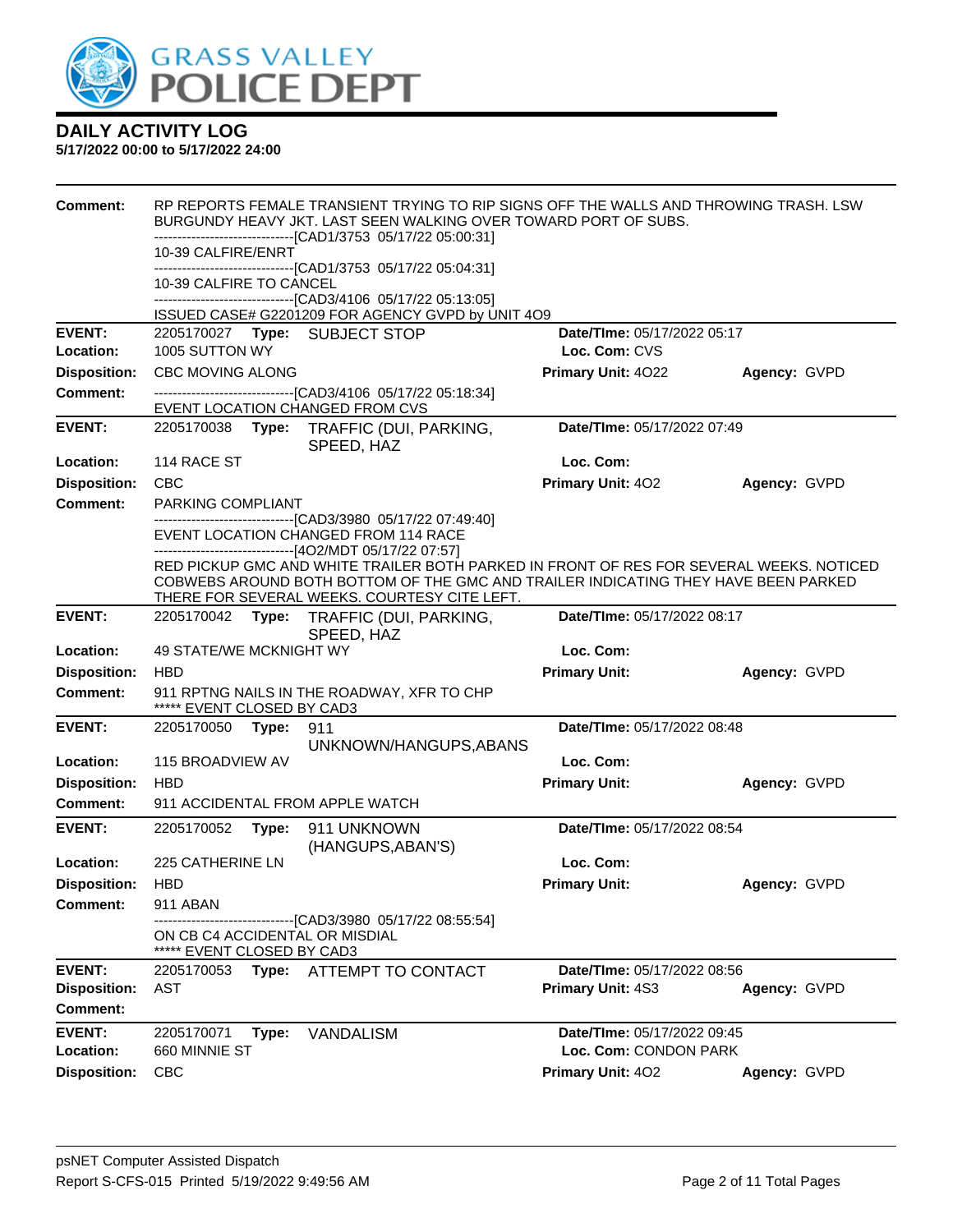# DAILY ACTIVITY LOG

**5/17/2022 00:00 to 5/17/2022 24:00**

**Comment:** RP REPORTS FEMALE TRANSIENT TRYING TO RIP SIGNS OFF THE WALLS AND THROWING TRASH. LSW BURGUNDY HEAVY JKT. LAST SEEN WALKING OVER TOWARD PORT OF SUBS.
------------------------------[CAD1/3753 05/17/22 05:00:31]
10-39 CALFIRE/ENRT
------------------------------[CAD1/3753 05/17/22 05:04:31]
10-39 CALFIRE TO CANCEL
------------------------------[CAD3/4106 05/17/22 05:13:05]
ISSUED CASE# G2201209 FOR AGENCY GVPD by UNIT 4O9

---

**EVENT:** 2205170027 **Type:** SUBJECT STOP **Date/TIme:** 05/17/2022 05:17
**Location:** 1005 SUTTON WY **Loc. Com:** CVS
**Disposition:** CBC MOVING ALONG **Primary Unit:** 4O22 **Agency:** GVPD
**Comment:** ------------------------------[CAD3/4106 05/17/22 05:18:34]
EVENT LOCATION CHANGED FROM CVS

---

**EVENT:** 2205170038 **Type:** TRAFFIC (DUI, PARKING, SPEED, HAZ **Date/TIme:** 05/17/2022 07:49
**Location:** 114 RACE ST **Loc. Com:**
**Disposition:** CBC **Primary Unit:** 4O2 **Agency:** GVPD
**Comment:** PARKING COMPLIANT
------------------------------[CAD3/3980 05/17/22 07:49:40]
EVENT LOCATION CHANGED FROM 114 RACE
------------------------------[4O2/MDT 05/17/22 07:57]
RED PICKUP GMC AND WHITE TRAILER BOTH PARKED IN FRONT OF RES FOR SEVERAL WEEKS. NOTICED COBWEBS AROUND BOTH BOTTOM OF THE GMC AND TRAILER INDICATING THEY HAVE BEEN PARKED THERE FOR SEVERAL WEEKS. COURTESY CITE LEFT.

---

**EVENT:** 2205170042 **Type:** TRAFFIC (DUI, PARKING, SPEED, HAZ **Date/TIme:** 05/17/2022 08:17
**Location:** 49 STATE/WE MCKNIGHT WY **Loc. Com:**
**Disposition:** HBD **Primary Unit:** **Agency:** GVPD
**Comment:** 911 RPTNG NAILS IN THE ROADWAY, XFR TO CHP
***** EVENT CLOSED BY CAD3

---

**EVENT:** 2205170050 **Type:** 911 UNKNOWN/HANGUPS,ABANS **Date/TIme:** 05/17/2022 08:48
**Location:** 115 BROADVIEW AV **Loc. Com:**
**Disposition:** HBD **Primary Unit:** **Agency:** GVPD
**Comment:** 911 ACCIDENTAL FROM APPLE WATCH

---

**EVENT:** 2205170052 **Type:** 911 UNKNOWN (HANGUPS,ABAN'S) **Date/TIme:** 05/17/2022 08:54
**Location:** 225 CATHERINE LN **Loc. Com:**
**Disposition:** HBD **Primary Unit:** **Agency:** GVPD
**Comment:** 911 ABAN
------------------------------[CAD3/3980 05/17/22 08:55:54]
ON CB C4 ACCIDENTAL OR MISDIAL
***** EVENT CLOSED BY CAD3

---

**EVENT:** 2205170053 **Type:** ATTEMPT TO CONTACT **Date/TIme:** 05/17/2022 08:56
**Disposition:** AST **Primary Unit:** 4S3 **Agency:** GVPD
**Comment:**

---

**EVENT:** 2205170071 **Type:** VANDALISM **Date/TIme:** 05/17/2022 09:45
**Location:** 660 MINNIE ST **Loc. Com:** CONDON PARK
**Disposition:** CBC **Primary Unit:** 4O2 **Agency:** GVPD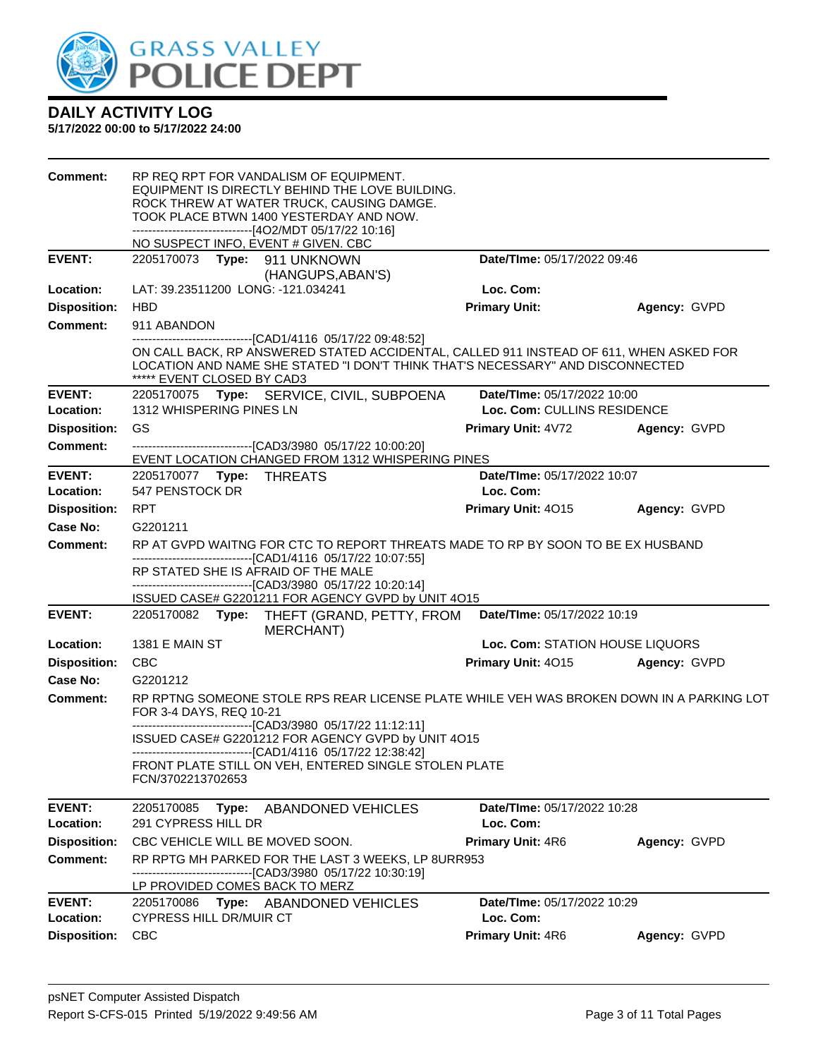# DAILY ACTIVITY LOG

**5/17/2022 00:00 to 5/17/2022 24:00**

**Comment:** RP REQ RPT FOR VANDALISM OF EQUIPMENT.
EQUIPMENT IS DIRECTLY BEHIND THE LOVE BUILDING.
ROCK THREW AT WATER TRUCK, CAUSING DAMGE.
TOOK PLACE BTWN 1400 YESTERDAY AND NOW.
------------------------------[4O2/MDT 05/17/22 10:16]
NO SUSPECT INFO, EVENT # GIVEN. CBC

---

**EVENT:** 2205170073 **Type:** 911 UNKNOWN (HANGUPS,ABAN'S) **Date/TIme:** 05/17/2022 09:46
**Location:** LAT: 39.23511200 LONG: -121.034241 **Loc. Com:**
**Disposition:** HBD **Primary Unit:** **Agency:** GVPD
**Comment:** 911 ABANDON
------------------------------[CAD1/4116 05/17/22 09:48:52]
ON CALL BACK, RP ANSWERED STATED ACCIDENTAL, CALLED 911 INSTEAD OF 611, WHEN ASKED FOR LOCATION AND NAME SHE STATED "I DON'T THINK THAT'S NECESSARY" AND DISCONNECTED
***** EVENT CLOSED BY CAD3

---

**EVENT:** 2205170075 **Type:** SERVICE, CIVIL, SUBPOENA **Date/TIme:** 05/17/2022 10:00
**Location:** 1312 WHISPERING PINES LN **Loc. Com:** CULLINS RESIDENCE
**Disposition:** GS **Primary Unit:** 4V72 **Agency:** GVPD
**Comment:** ------------------------------[CAD3/3980 05/17/22 10:00:20]
EVENT LOCATION CHANGED FROM 1312 WHISPERING PINES

---

**EVENT:** 2205170077 **Type:** THREATS **Date/TIme:** 05/17/2022 10:07
**Location:** 547 PENSTOCK DR **Loc. Com:**
**Disposition:** RPT **Primary Unit:** 4O15 **Agency:** GVPD
**Case No:** G2201211
**Comment:** RP AT GVPD WAITNG FOR CTC TO REPORT THREATS MADE TO RP BY SOON TO BE EX HUSBAND
------------------------------[CAD1/4116 05/17/22 10:07:55]
RP STATED SHE IS AFRAID OF THE MALE
------------------------------[CAD3/3980 05/17/22 10:20:14]
ISSUED CASE# G2201211 FOR AGENCY GVPD by UNIT 4O15

---

**EVENT:** 2205170082 **Type:** THEFT (GRAND, PETTY, FROM MERCHANT) **Date/TIme:** 05/17/2022 10:19
**Location:** 1381 E MAIN ST **Loc. Com:** STATION HOUSE LIQUORS
**Disposition:** CBC **Primary Unit:** 4O15 **Agency:** GVPD
**Case No:** G2201212
**Comment:** RP RPTNG SOMEONE STOLE RPS REAR LICENSE PLATE WHILE VEH WAS BROKEN DOWN IN A PARKING LOT FOR 3-4 DAYS, REQ 10-21
------------------------------[CAD3/3980 05/17/22 11:12:11]
ISSUED CASE# G2201212 FOR AGENCY GVPD by UNIT 4O15
------------------------------[CAD1/4116 05/17/22 12:38:42]
FRONT PLATE STILL ON VEH, ENTERED SINGLE STOLEN PLATE
FCN/3702213702653

---

**EVENT:** 2205170085 **Type:** ABANDONED VEHICLES **Date/TIme:** 05/17/2022 10:28
**Location:** 291 CYPRESS HILL DR **Loc. Com:**
**Disposition:** CBC VEHICLE WILL BE MOVED SOON. **Primary Unit:** 4R6 **Agency:** GVPD
**Comment:** RP RPTG MH PARKED FOR THE LAST 3 WEEKS, LP 8URR953
------------------------------[CAD3/3980 05/17/22 10:30:19]
LP PROVIDED COMES BACK TO MERZ

---

**EVENT:** 2205170086 **Type:** ABANDONED VEHICLES **Date/TIme:** 05/17/2022 10:29
**Location:** CYPRESS HILL DR/MUIR CT **Loc. Com:**
**Disposition:** CBC **Primary Unit:** 4R6 **Agency:** GVPD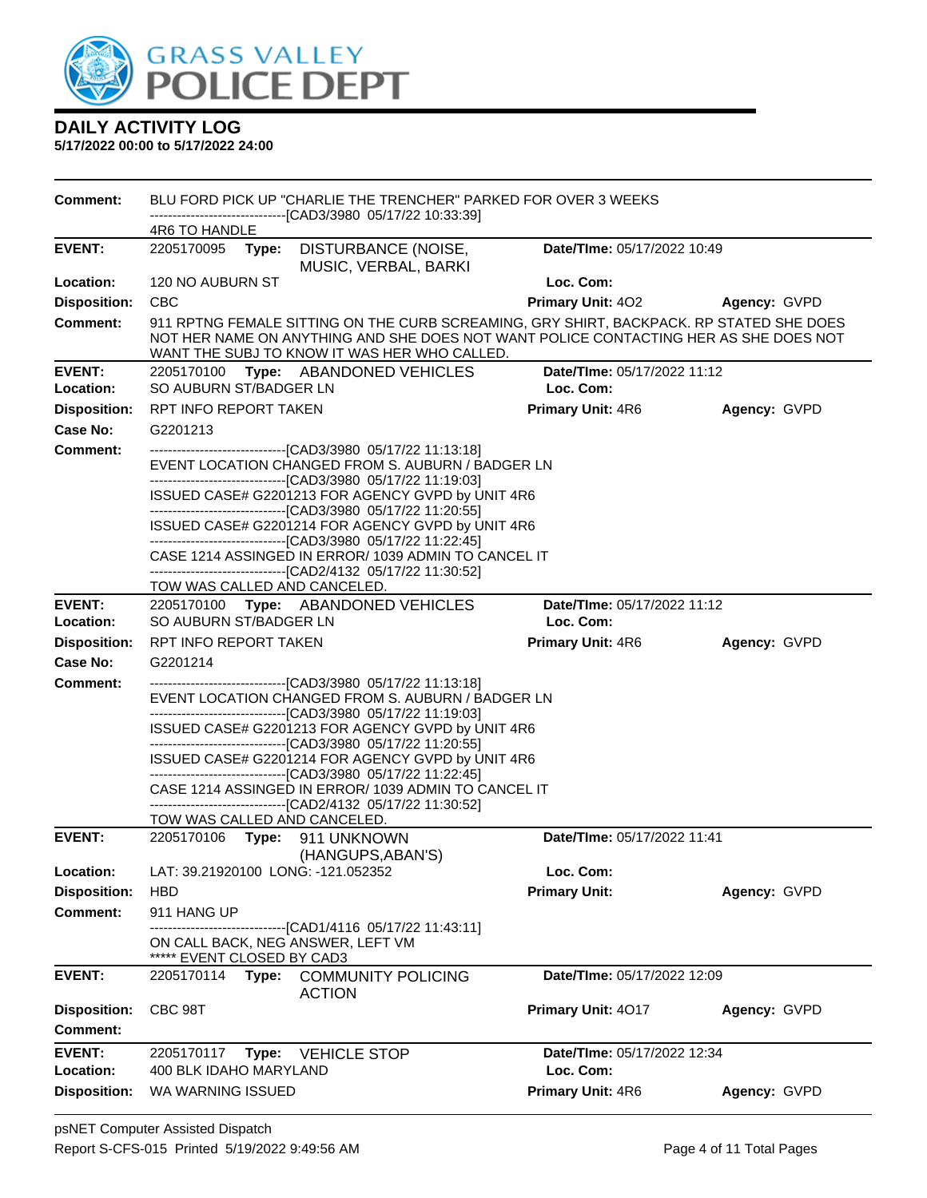**GRASS VALLEY POLICE DEPT**

## DAILY ACTIVITY LOG

**5/17/2022 00:00 to 5/17/2022 24:00**

**Comment:** BLU FORD PICK UP "CHARLIE THE TRENCHER" PARKED FOR OVER 3 WEEKS
------------------------------[CAD3/3980 05/17/22 10:33:39]
4R6 TO HANDLE

---

**EVENT:** 2205170095 **Type:** DISTURBANCE (NOISE, MUSIC, VERBAL, BARKI **Date/TIme:** 05/17/2022 10:49
**Location:** 120 NO AUBURN ST **Loc. Com:**
**Disposition:** CBC **Primary Unit:** 4O2 **Agency:** GVPD
**Comment:** 911 RPTNG FEMALE SITTING ON THE CURB SCREAMING, GRY SHIRT, BACKPACK. RP STATED SHE DOES NOT HER NAME ON ANYTHING AND SHE DOES NOT WANT POLICE CONTACTING HER AS SHE DOES NOT WANT THE SUBJ TO KNOW IT WAS HER WHO CALLED.

---

**EVENT:** 2205170100 **Type:** ABANDONED VEHICLES **Date/TIme:** 05/17/2022 11:12
**Location:** SO AUBURN ST/BADGER LN **Loc. Com:**
**Disposition:** RPT INFO REPORT TAKEN **Primary Unit:** 4R6 **Agency:** GVPD
**Case No:** G2201213
**Comment:** ------------------------------[CAD3/3980 05/17/22 11:13:18]
EVENT LOCATION CHANGED FROM S. AUBURN / BADGER LN
------------------------------[CAD3/3980 05/17/22 11:19:03]
ISSUED CASE# G2201213 FOR AGENCY GVPD by UNIT 4R6
------------------------------[CAD3/3980 05/17/22 11:20:55]
ISSUED CASE# G2201214 FOR AGENCY GVPD by UNIT 4R6
------------------------------[CAD3/3980 05/17/22 11:22:45]
CASE 1214 ASSINGED IN ERROR/ 1039 ADMIN TO CANCEL IT
------------------------------[CAD2/4132 05/17/22 11:30:52]
TOW WAS CALLED AND CANCELED.

---

**EVENT:** 2205170100 **Type:** ABANDONED VEHICLES **Date/TIme:** 05/17/2022 11:12
**Location:** SO AUBURN ST/BADGER LN **Loc. Com:**
**Disposition:** RPT INFO REPORT TAKEN **Primary Unit:** 4R6 **Agency:** GVPD
**Case No:** G2201214
**Comment:** ------------------------------[CAD3/3980 05/17/22 11:13:18]
EVENT LOCATION CHANGED FROM S. AUBURN / BADGER LN
------------------------------[CAD3/3980 05/17/22 11:19:03]
ISSUED CASE# G2201213 FOR AGENCY GVPD by UNIT 4R6
------------------------------[CAD3/3980 05/17/22 11:20:55]
ISSUED CASE# G2201214 FOR AGENCY GVPD by UNIT 4R6
------------------------------[CAD3/3980 05/17/22 11:22:45]
CASE 1214 ASSINGED IN ERROR/ 1039 ADMIN TO CANCEL IT
------------------------------[CAD2/4132 05/17/22 11:30:52]
TOW WAS CALLED AND CANCELED.

---

**EVENT:** 2205170106 **Type:** 911 UNKNOWN (HANGUPS,ABAN'S) **Date/TIme:** 05/17/2022 11:41
**Location:** LAT: 39.21920100 LONG: -121.052352 **Loc. Com:**
**Disposition:** HBD **Primary Unit:** **Agency:** GVPD
**Comment:** 911 HANG UP
------------------------------[CAD1/4116 05/17/22 11:43:11]
ON CALL BACK, NEG ANSWER, LEFT VM
***** EVENT CLOSED BY CAD3

---

**EVENT:** 2205170114 **Type:** COMMUNITY POLICING ACTION **Date/TIme:** 05/17/2022 12:09
**Disposition:** CBC 98T **Primary Unit:** 4O17 **Agency:** GVPD
**Comment:**

---

**EVENT:** 2205170117 **Type:** VEHICLE STOP **Date/TIme:** 05/17/2022 12:34
**Location:** 400 BLK IDAHO MARYLAND **Loc. Com:**
**Disposition:** WA WARNING ISSUED **Primary Unit:** 4R6 **Agency:** GVPD

psNET Computer Assisted Dispatch
Report S-CFS-015 Printed 5/19/2022 9:49:56 AM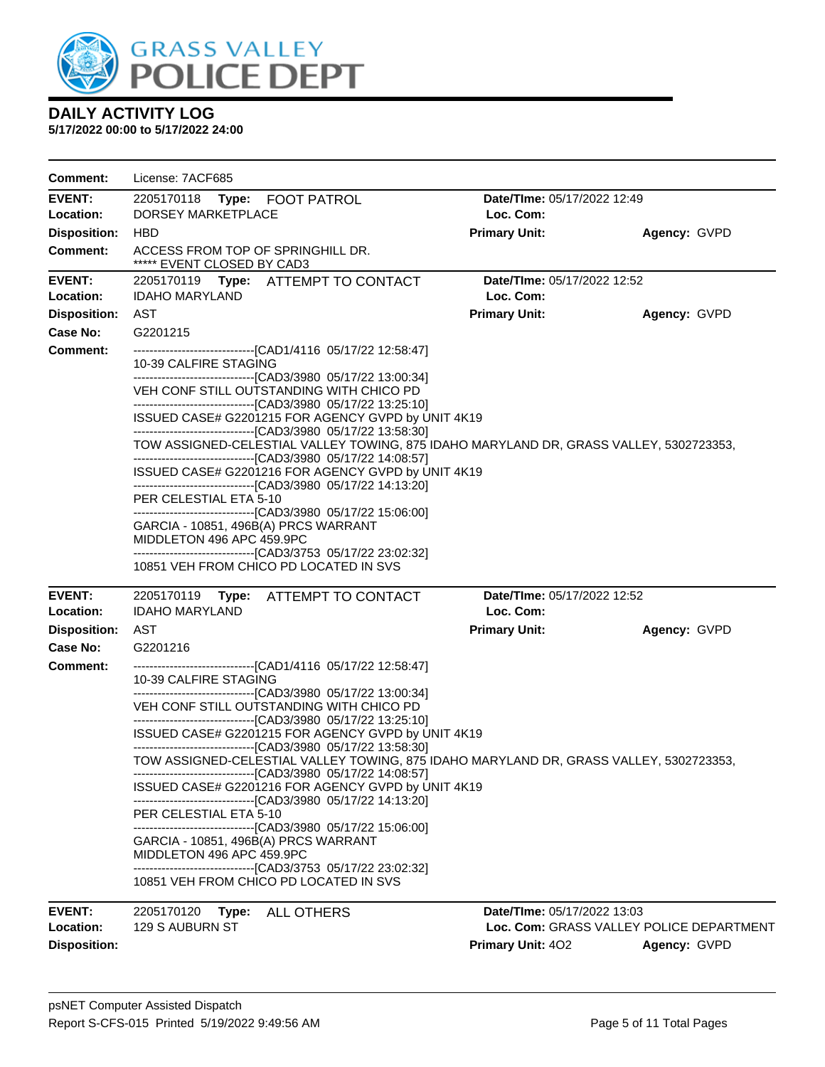**DAILY ACTIVITY LOG**
**5/17/2022 00:00 to 5/17/2022 24:00**

**Comment:** License: 7ACF685

| | | | |
|---|---|---|---|
| **EVENT:** 2205170118 **Type:** FOOT PATROL | | **Date/TIme:** 05/17/2022 12:49 | |
| **Location:** DORSEY MARKETPLACE | | **Loc. Com:** | |
| **Disposition:** HBD | | **Primary Unit:** | **Agency:** GVPD |

**Comment:** ACCESS FROM TOP OF SPRINGHILL DR.
***** EVENT CLOSED BY CAD3

| | | | |
|---|---|---|---|
| **EVENT:** 2205170119 **Type:** ATTEMPT TO CONTACT | | **Date/TIme:** 05/17/2022 12:52 | |
| **Location:** IDAHO MARYLAND | | **Loc. Com:** | |
| **Disposition:** AST | | **Primary Unit:** | **Agency:** GVPD |
| **Case No:** G2201215 | | | |

**Comment:**
------------------------------[CAD1/4116 05/17/22 12:58:47]
10-39 CALFIRE STAGING
------------------------------[CAD3/3980 05/17/22 13:00:34]
VEH CONF STILL OUTSTANDING WITH CHICO PD
------------------------------[CAD3/3980 05/17/22 13:25:10]
ISSUED CASE# G2201215 FOR AGENCY GVPD by UNIT 4K19
------------------------------[CAD3/3980 05/17/22 13:58:30]
TOW ASSIGNED-CELESTIAL VALLEY TOWING, 875 IDAHO MARYLAND DR, GRASS VALLEY, 5302723353,
------------------------------[CAD3/3980 05/17/22 14:08:57]
ISSUED CASE# G2201216 FOR AGENCY GVPD by UNIT 4K19
------------------------------[CAD3/3980 05/17/22 14:13:20]
PER CELESTIAL ETA 5-10
------------------------------[CAD3/3980 05/17/22 15:06:00]
GARCIA - 10851, 496B(A) PRCS WARRANT
MIDDLETON 496 APC 459.9PC
------------------------------[CAD3/3753 05/17/22 23:02:32]
10851 VEH FROM CHICO PD LOCATED IN SVS

| | | | |
|---|---|---|---|
| **EVENT:** 2205170119 **Type:** ATTEMPT TO CONTACT | | **Date/TIme:** 05/17/2022 12:52 | |
| **Location:** IDAHO MARYLAND | | **Loc. Com:** | |
| **Disposition:** AST | | **Primary Unit:** | **Agency:** GVPD |
| **Case No:** G2201216 | | | |

**Comment:**
------------------------------[CAD1/4116 05/17/22 12:58:47]
10-39 CALFIRE STAGING
------------------------------[CAD3/3980 05/17/22 13:00:34]
VEH CONF STILL OUTSTANDING WITH CHICO PD
------------------------------[CAD3/3980 05/17/22 13:25:10]
ISSUED CASE# G2201215 FOR AGENCY GVPD by UNIT 4K19
------------------------------[CAD3/3980 05/17/22 13:58:30]
TOW ASSIGNED-CELESTIAL VALLEY TOWING, 875 IDAHO MARYLAND DR, GRASS VALLEY, 5302723353,
------------------------------[CAD3/3980 05/17/22 14:08:57]
ISSUED CASE# G2201216 FOR AGENCY GVPD by UNIT 4K19
------------------------------[CAD3/3980 05/17/22 14:13:20]
PER CELESTIAL ETA 5-10
------------------------------[CAD3/3980 05/17/22 15:06:00]
GARCIA - 10851, 496B(A) PRCS WARRANT
MIDDLETON 496 APC 459.9PC
------------------------------[CAD3/3753 05/17/22 23:02:32]
10851 VEH FROM CHICO PD LOCATED IN SVS

| | | | |
|---|---|---|---|
| **EVENT:** 2205170120 **Type:** ALL OTHERS | | **Date/TIme:** 05/17/2022 13:03 | |
| **Location:** 129 S AUBURN ST | | **Loc. Com:** GRASS VALLEY POLICE DEPARTMENT | |
| **Disposition:** | | **Primary Unit:** 4O2 | **Agency:** GVPD |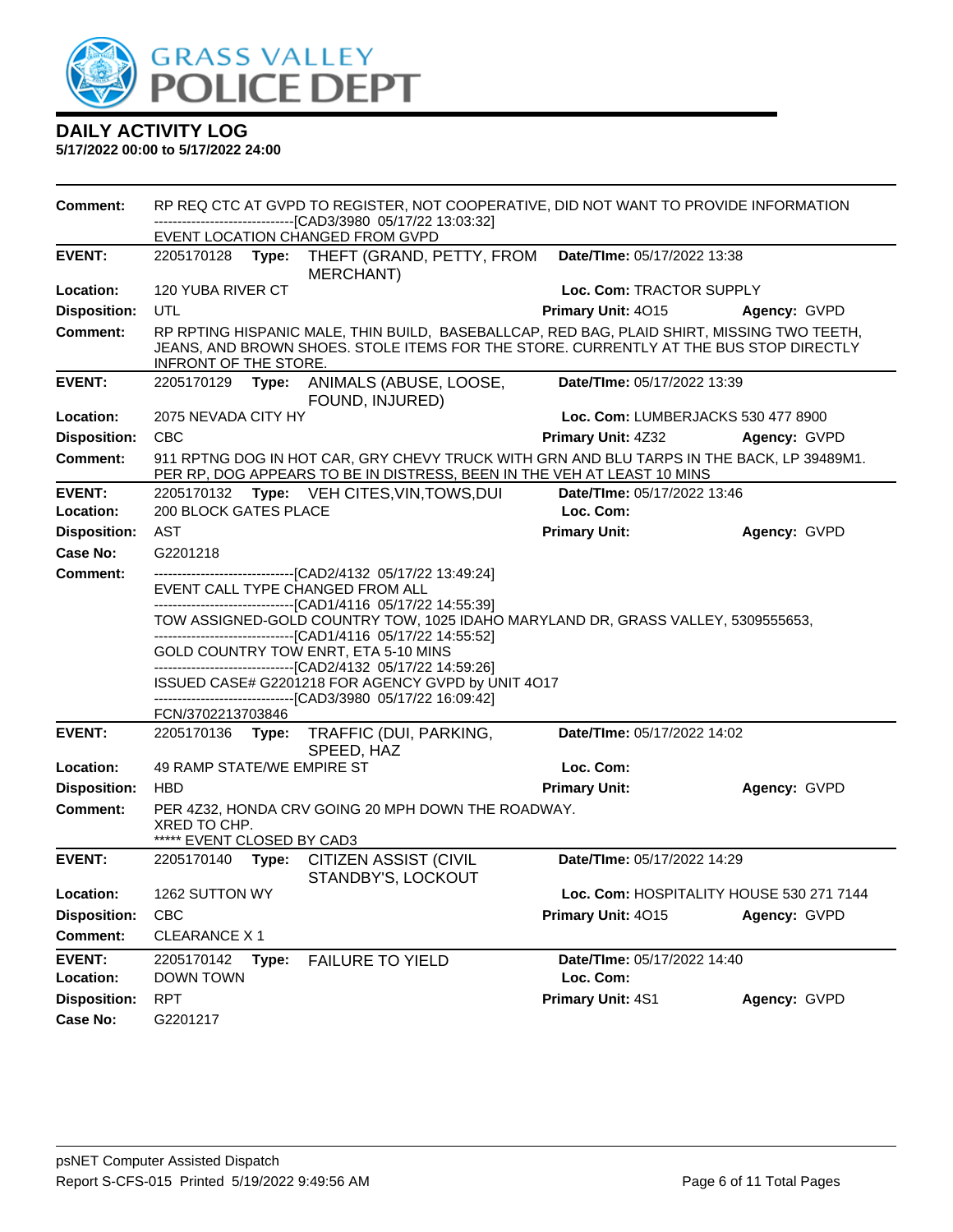# DAILY ACTIVITY LOG

**5/17/2022 00:00 to 5/17/2022 24:00**

**Comment:** RP REQ CTC AT GVPD TO REGISTER, NOT COOPERATIVE, DID NOT WANT TO PROVIDE INFORMATION
------------------------------[CAD3/3980 05/17/22 13:03:32]
EVENT LOCATION CHANGED FROM GVPD

---

**EVENT:** 2205170128 **Type:** THEFT (GRAND, PETTY, FROM MERCHANT) **Date/TIme:** 05/17/2022 13:38
**Location:** 120 YUBA RIVER CT **Loc. Com:** TRACTOR SUPPLY
**Disposition:** UTL **Primary Unit:** 4O15 **Agency:** GVPD
**Comment:** RP RPTING HISPANIC MALE, THIN BUILD, BASEBALLCAP, RED BAG, PLAID SHIRT, MISSING TWO TEETH, JEANS, AND BROWN SHOES. STOLE ITEMS FOR THE STORE. CURRENTLY AT THE BUS STOP DIRECTLY INFRONT OF THE STORE.

---

**EVENT:** 2205170129 **Type:** ANIMALS (ABUSE, LOOSE, FOUND, INJURED) **Date/TIme:** 05/17/2022 13:39
**Location:** 2075 NEVADA CITY HY **Loc. Com:** LUMBERJACKS 530 477 8900
**Disposition:** CBC **Primary Unit:** 4Z32 **Agency:** GVPD
**Comment:** 911 RPTNG DOG IN HOT CAR, GRY CHEVY TRUCK WITH GRN AND BLU TARPS IN THE BACK, LP 39489M1. PER RP, DOG APPEARS TO BE IN DISTRESS, BEEN IN THE VEH AT LEAST 10 MINS

---

**EVENT:** 2205170132 **Type:** VEH CITES,VIN,TOWS,DUI **Date/TIme:** 05/17/2022 13:46
**Location:** 200 BLOCK GATES PLACE **Loc. Com:**
**Disposition:** AST **Primary Unit:** **Agency:** GVPD
**Case No:** G2201218
**Comment:** ------------------------------[CAD2/4132 05/17/22 13:49:24]
EVENT CALL TYPE CHANGED FROM ALL
------------------------------[CAD1/4116 05/17/22 14:55:39]
TOW ASSIGNED-GOLD COUNTRY TOW, 1025 IDAHO MARYLAND DR, GRASS VALLEY, 5309555653,
------------------------------[CAD1/4116 05/17/22 14:55:52]
GOLD COUNTRY TOW ENRT, ETA 5-10 MINS
------------------------------[CAD2/4132 05/17/22 14:59:26]
ISSUED CASE# G2201218 FOR AGENCY GVPD by UNIT 4O17
------------------------------[CAD3/3980 05/17/22 16:09:42]
FCN/3702213703846

---

**EVENT:** 2205170136 **Type:** TRAFFIC (DUI, PARKING, SPEED, HAZ **Date/TIme:** 05/17/2022 14:02
**Location:** 49 RAMP STATE/WE EMPIRE ST **Loc. Com:**
**Disposition:** HBD **Primary Unit:** **Agency:** GVPD
**Comment:** PER 4Z32, HONDA CRV GOING 20 MPH DOWN THE ROADWAY.
XRED TO CHP.
***** EVENT CLOSED BY CAD3

---

**EVENT:** 2205170140 **Type:** CITIZEN ASSIST (CIVIL STANDBY'S, LOCKOUT **Date/TIme:** 05/17/2022 14:29
**Location:** 1262 SUTTON WY **Loc. Com:** HOSPITALITY HOUSE 530 271 7144
**Disposition:** CBC **Primary Unit:** 4O15 **Agency:** GVPD
**Comment:** CLEARANCE X 1

---

**EVENT:** 2205170142 **Type:** FAILURE TO YIELD **Date/TIme:** 05/17/2022 14:40
**Location:** DOWN TOWN **Loc. Com:**
**Disposition:** RPT **Primary Unit:** 4S1 **Agency:** GVPD
**Case No:** G2201217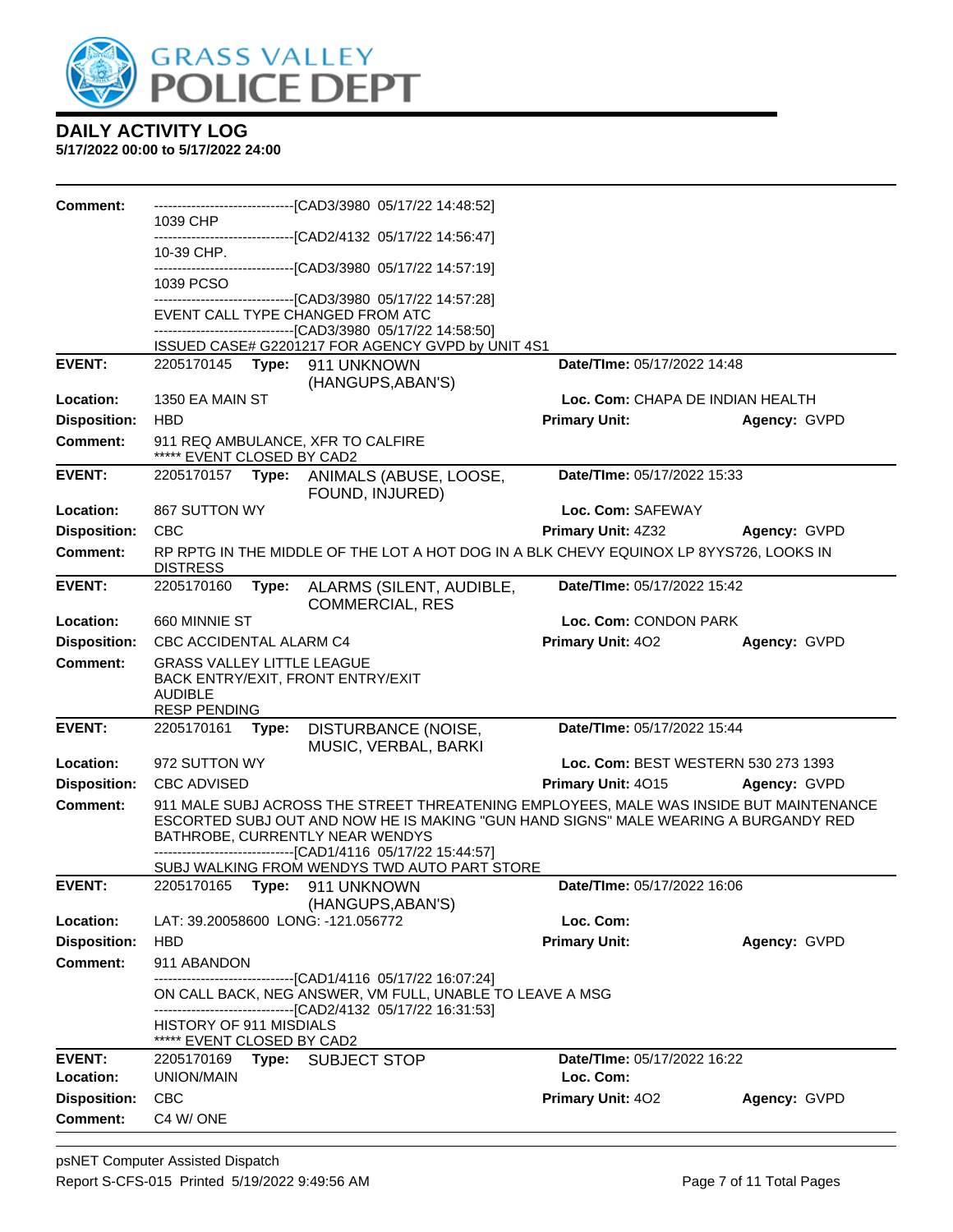# DAILY ACTIVITY LOG

**5/17/2022 00:00 to 5/17/2022 24:00**

**Comment:**
------------------------------[CAD3/3980 05/17/22 14:48:52]
1039 CHP
------------------------------[CAD2/4132 05/17/22 14:56:47]
10-39 CHP.
------------------------------[CAD3/3980 05/17/22 14:57:19]
1039 PCSO
------------------------------[CAD3/3980 05/17/22 14:57:28]
EVENT CALL TYPE CHANGED FROM ATC
------------------------------[CAD3/3980 05/17/22 14:58:50]
ISSUED CASE# G2201217 FOR AGENCY GVPD by UNIT 4S1

---

**EVENT:** 2205170145 **Type:** 911 UNKNOWN (HANGUPS,ABAN'S) **Date/TIme:** 05/17/2022 14:48
**Location:** 1350 EA MAIN ST **Loc. Com:** CHAPA DE INDIAN HEALTH
**Disposition:** HBD **Primary Unit:** **Agency:** GVPD
**Comment:** 911 REQ AMBULANCE, XFR TO CALFIRE
***** EVENT CLOSED BY CAD2

---

**EVENT:** 2205170157 **Type:** ANIMALS (ABUSE, LOOSE, FOUND, INJURED) **Date/TIme:** 05/17/2022 15:33
**Location:** 867 SUTTON WY **Loc. Com:** SAFEWAY
**Disposition:** CBC **Primary Unit:** 4Z32 **Agency:** GVPD
**Comment:** RP RPTG IN THE MIDDLE OF THE LOT A HOT DOG IN A BLK CHEVY EQUINOX LP 8YYS726, LOOKS IN DISTRESS

---

**EVENT:** 2205170160 **Type:** ALARMS (SILENT, AUDIBLE, COMMERCIAL, RES **Date/TIme:** 05/17/2022 15:42
**Location:** 660 MINNIE ST **Loc. Com:** CONDON PARK
**Disposition:** CBC ACCIDENTAL ALARM C4 **Primary Unit:** 4O2 **Agency:** GVPD
**Comment:** GRASS VALLEY LITTLE LEAGUE
BACK ENTRY/EXIT, FRONT ENTRY/EXIT
AUDIBLE
RESP PENDING

---

**EVENT:** 2205170161 **Type:** DISTURBANCE (NOISE, MUSIC, VERBAL, BARKI **Date/TIme:** 05/17/2022 15:44
**Location:** 972 SUTTON WY **Loc. Com:** BEST WESTERN 530 273 1393
**Disposition:** CBC ADVISED **Primary Unit:** 4O15 **Agency:** GVPD
**Comment:** 911 MALE SUBJ ACROSS THE STREET THREATENING EMPLOYEES, MALE WAS INSIDE BUT MAINTENANCE ESCORTED SUBJ OUT AND NOW HE IS MAKING "GUN HAND SIGNS" MALE WEARING A BURGANDY RED BATHROBE, CURRENTLY NEAR WENDYS
------------------------------[CAD1/4116 05/17/22 15:44:57]
SUBJ WALKING FROM WENDYS TWD AUTO PART STORE

---

**EVENT:** 2205170165 **Type:** 911 UNKNOWN (HANGUPS,ABAN'S) **Date/TIme:** 05/17/2022 16:06
**Location:** LAT: 39.20058600 LONG: -121.056772 **Loc. Com:**
**Disposition:** HBD **Primary Unit:** **Agency:** GVPD
**Comment:** 911 ABANDON
------------------------------[CAD1/4116 05/17/22 16:07:24]
ON CALL BACK, NEG ANSWER, VM FULL, UNABLE TO LEAVE A MSG
------------------------------[CAD2/4132 05/17/22 16:31:53]
HISTORY OF 911 MISDIALS
***** EVENT CLOSED BY CAD2

---

**EVENT:** 2205170169 **Type:** SUBJECT STOP **Date/TIme:** 05/17/2022 16:22
**Location:** UNION/MAIN **Loc. Com:**
**Disposition:** CBC **Primary Unit:** 4O2 **Agency:** GVPD
**Comment:** C4 W/ ONE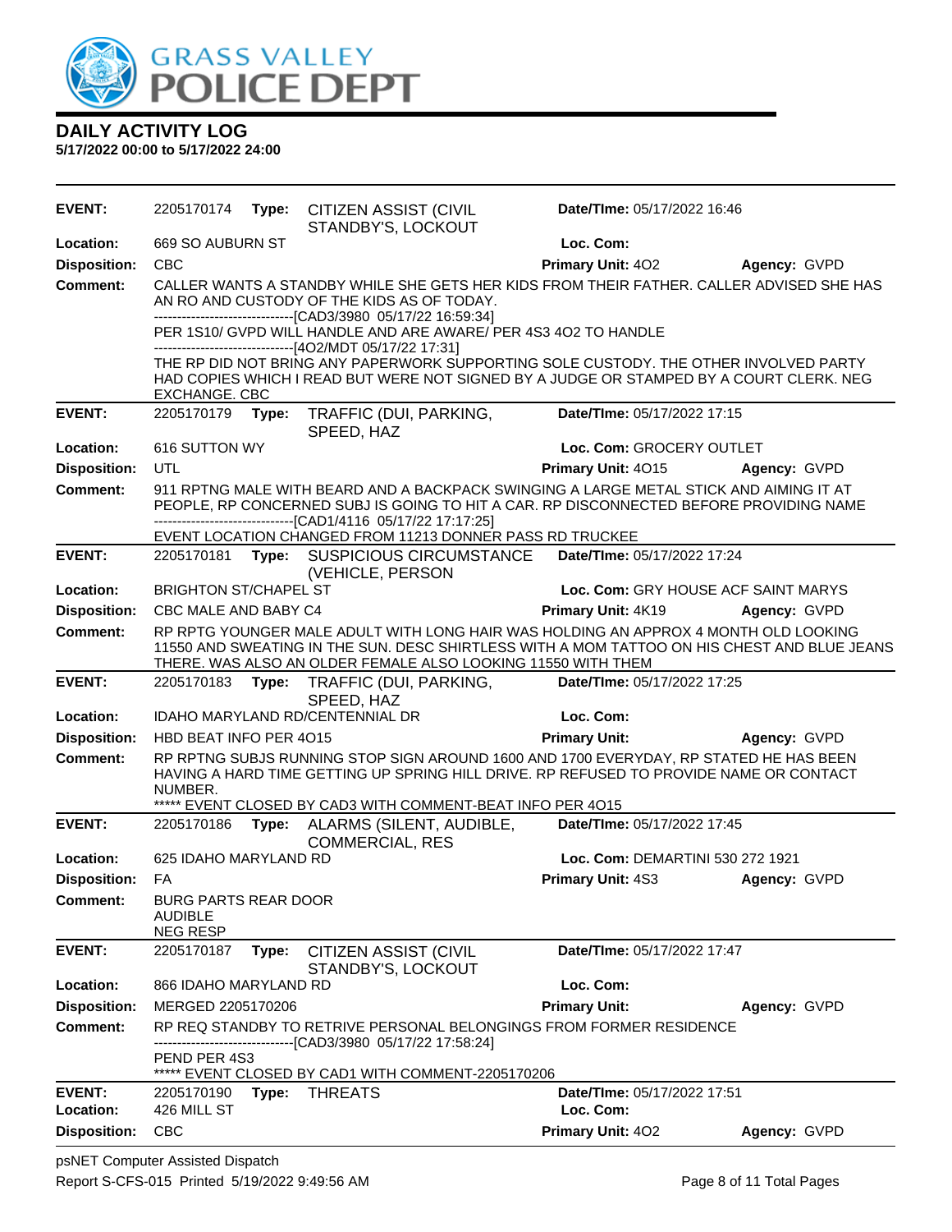# DAILY ACTIVITY LOG

**5/17/2022 00:00 to 5/17/2022 24:00**

| | | | |
|---|---|---|---|
| **EVENT:** | 2205170174 **Type:** CITIZEN ASSIST (CIVIL STANDBY'S, LOCKOUT | **Date/TIme:** 05/17/2022 16:46 | |
| **Location:** | 669 SO AUBURN ST | **Loc. Com:** | |
| **Disposition:** | CBC | **Primary Unit:** 4O2 | **Agency:** GVPD |

**Comment:** CALLER WANTS A STANDBY WHILE SHE GETS HER KIDS FROM THEIR FATHER. CALLER ADVISED SHE HAS AN RO AND CUSTODY OF THE KIDS AS OF TODAY.
------------------------------[CAD3/3980 05/17/22 16:59:34]
PER 1S10/ GVPD WILL HANDLE AND ARE AWARE/ PER 4S3 4O2 TO HANDLE
------------------------------[4O2/MDT 05/17/22 17:31]
THE RP DID NOT BRING ANY PAPERWORK SUPPORTING SOLE CUSTODY. THE OTHER INVOLVED PARTY HAD COPIES WHICH I READ BUT WERE NOT SIGNED BY A JUDGE OR STAMPED BY A COURT CLERK. NEG EXCHANGE. CBC

| | | | |
|---|---|---|---|
| **EVENT:** | 2205170179 **Type:** TRAFFIC (DUI, PARKING, SPEED, HAZ | **Date/TIme:** 05/17/2022 17:15 | |
| **Location:** | 616 SUTTON WY | **Loc. Com:** GROCERY OUTLET | |
| **Disposition:** | UTL | **Primary Unit:** 4O15 | **Agency:** GVPD |

**Comment:** 911 RPTNG MALE WITH BEARD AND A BACKPACK SWINGING A LARGE METAL STICK AND AIMING IT AT PEOPLE, RP CONCERNED SUBJ IS GOING TO HIT A CAR. RP DISCONNECTED BEFORE PROVIDING NAME
------------------------------[CAD1/4116 05/17/22 17:17:25]
EVENT LOCATION CHANGED FROM 11213 DONNER PASS RD TRUCKEE

| | | | |
|---|---|---|---|
| **EVENT:** | 2205170181 **Type:** SUSPICIOUS CIRCUMSTANCE (VEHICLE, PERSON | **Date/TIme:** 05/17/2022 17:24 | |
| **Location:** | BRIGHTON ST/CHAPEL ST | **Loc. Com:** GRY HOUSE ACF SAINT MARYS | |
| **Disposition:** | CBC MALE AND BABY C4 | **Primary Unit:** 4K19 | **Agency:** GVPD |

**Comment:** RP RPTG YOUNGER MALE ADULT WITH LONG HAIR WAS HOLDING AN APPROX 4 MONTH OLD LOOKING 11550 AND SWEATING IN THE SUN. DESC SHIRTLESS WITH A MOM TATTOO ON HIS CHEST AND BLUE JEANS THERE. WAS ALSO AN OLDER FEMALE ALSO LOOKING 11550 WITH THEM

| | | | |
|---|---|---|---|
| **EVENT:** | 2205170183 **Type:** TRAFFIC (DUI, PARKING, SPEED, HAZ | **Date/TIme:** 05/17/2022 17:25 | |
| **Location:** | IDAHO MARYLAND RD/CENTENNIAL DR | **Loc. Com:** | |
| **Disposition:** | HBD BEAT INFO PER 4O15 | **Primary Unit:** | **Agency:** GVPD |

**Comment:** RP RPTNG SUBJS RUNNING STOP SIGN AROUND 1600 AND 1700 EVERYDAY, RP STATED HE HAS BEEN HAVING A HARD TIME GETTING UP SPRING HILL DRIVE. RP REFUSED TO PROVIDE NAME OR CONTACT NUMBER.
***** EVENT CLOSED BY CAD3 WITH COMMENT-BEAT INFO PER 4O15

| | | | |
|---|---|---|---|
| **EVENT:** | 2205170186 **Type:** ALARMS (SILENT, AUDIBLE, COMMERCIAL, RES | **Date/TIme:** 05/17/2022 17:45 | |
| **Location:** | 625 IDAHO MARYLAND RD | **Loc. Com:** DEMARTINI 530 272 1921 | |
| **Disposition:** | FA | **Primary Unit:** 4S3 | **Agency:** GVPD |

**Comment:** BURG PARTS REAR DOOR
AUDIBLE
NEG RESP

| | | | |
|---|---|---|---|
| **EVENT:** | 2205170187 **Type:** CITIZEN ASSIST (CIVIL STANDBY'S, LOCKOUT | **Date/TIme:** 05/17/2022 17:47 | |
| **Location:** | 866 IDAHO MARYLAND RD | **Loc. Com:** | |
| **Disposition:** | MERGED 2205170206 | **Primary Unit:** | **Agency:** GVPD |

**Comment:** RP REQ STANDBY TO RETRIVE PERSONAL BELONGINGS FROM FORMER RESIDENCE
------------------------------[CAD3/3980 05/17/22 17:58:24]
PEND PER 4S3
***** EVENT CLOSED BY CAD1 WITH COMMENT-2205170206

| | | | |
|---|---|---|---|
| **EVENT:** | 2205170190 **Type:** THREATS | **Date/TIme:** 05/17/2022 17:51 | |
| **Location:** | 426 MILL ST | **Loc. Com:** | |
| **Disposition:** | CBC | **Primary Unit:** 4O2 | **Agency:** GVPD |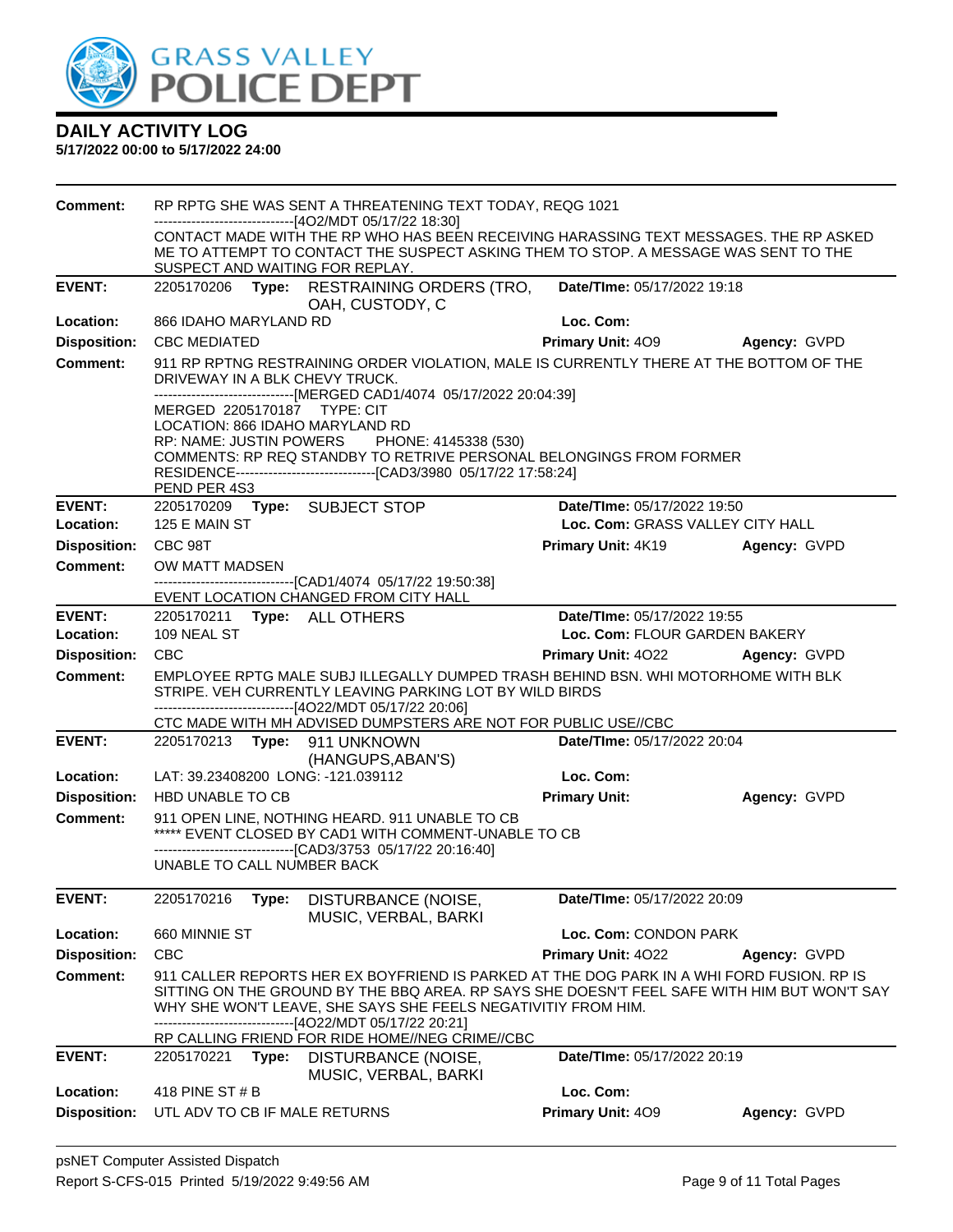**Comment:** RP RPTG SHE WAS SENT A THREATENING TEXT TODAY, REQG 1021
------------------------------[4O2/MDT 05/17/22 18:30]
CONTACT MADE WITH THE RP WHO HAS BEEN RECEIVING HARASSING TEXT MESSAGES. THE RP ASKED ME TO ATTEMPT TO CONTACT THE SUSPECT ASKING THEM TO STOP. A MESSAGE WAS SENT TO THE SUSPECT AND WAITING FOR REPLAY.

| | | | |
|---|---|---|---|
| **EVENT:** | 2205170206 **Type:** RESTRAINING ORDERS (TRO, OAH, CUSTODY, C | **Date/TIme:** 05/17/2022 19:18 | |
| **Location:** | 866 IDAHO MARYLAND RD | **Loc. Com:** | |
| **Disposition:** | CBC MEDIATED | **Primary Unit:** 4O9 | **Agency:** GVPD |

**Comment:** 911 RP RPTNG RESTRAINING ORDER VIOLATION, MALE IS CURRENTLY THERE AT THE BOTTOM OF THE DRIVEWAY IN A BLK CHEVY TRUCK.
------------------------------[MERGED CAD1/4074 05/17/2022 20:04:39]
MERGED 2205170187 TYPE: CIT
LOCATION: 866 IDAHO MARYLAND RD
RP: NAME: JUSTIN POWERS PHONE: 4145338 (530)
COMMENTS: RP REQ STANDBY TO RETRIVE PERSONAL BELONGINGS FROM FORMER RESIDENCE------------------------------[CAD3/3980 05/17/22 17:58:24]
PEND PER 4S3

| | | | |
|---|---|---|---|
| **EVENT:** | 2205170209 **Type:** SUBJECT STOP | **Date/TIme:** 05/17/2022 19:50 | |
| **Location:** | 125 E MAIN ST | **Loc. Com:** GRASS VALLEY CITY HALL | |
| **Disposition:** | CBC 98T | **Primary Unit:** 4K19 | **Agency:** GVPD |

**Comment:** OW MATT MADSEN
------------------------------[CAD1/4074 05/17/22 19:50:38]
EVENT LOCATION CHANGED FROM CITY HALL

| | | | |
|---|---|---|---|
| **EVENT:** | 2205170211 **Type:** ALL OTHERS | **Date/TIme:** 05/17/2022 19:55 | |
| **Location:** | 109 NEAL ST | **Loc. Com:** FLOUR GARDEN BAKERY | |
| **Disposition:** | CBC | **Primary Unit:** 4O22 | **Agency:** GVPD |

**Comment:** EMPLOYEE RPTG MALE SUBJ ILLEGALLY DUMPED TRASH BEHIND BSN. WHI MOTORHOME WITH BLK STRIPE. VEH CURRENTLY LEAVING PARKING LOT BY WILD BIRDS
------------------------------[4O22/MDT 05/17/22 20:06]
CTC MADE WITH MH ADVISED DUMPSTERS ARE NOT FOR PUBLIC USE//CBC

| | | | |
|---|---|---|---|
| **EVENT:** | 2205170213 **Type:** 911 UNKNOWN (HANGUPS,ABAN'S) | **Date/TIme:** 05/17/2022 20:04 | |
| **Location:** | LAT: 39.23408200 LONG: -121.039112 | **Loc. Com:** | |
| **Disposition:** | HBD UNABLE TO CB | **Primary Unit:** | **Agency:** GVPD |

**Comment:** 911 OPEN LINE, NOTHING HEARD. 911 UNABLE TO CB
***** EVENT CLOSED BY CAD1 WITH COMMENT-UNABLE TO CB
------------------------------[CAD3/3753 05/17/22 20:16:40]
UNABLE TO CALL NUMBER BACK

| | | | |
|---|---|---|---|
| **EVENT:** | 2205170216 **Type:** DISTURBANCE (NOISE, MUSIC, VERBAL, BARKI | **Date/TIme:** 05/17/2022 20:09 | |
| **Location:** | 660 MINNIE ST | **Loc. Com:** CONDON PARK | |
| **Disposition:** | CBC | **Primary Unit:** 4O22 | **Agency:** GVPD |

**Comment:** 911 CALLER REPORTS HER EX BOYFRIEND IS PARKED AT THE DOG PARK IN A WHI FORD FUSION. RP IS SITTING ON THE GROUND BY THE BBQ AREA. RP SAYS SHE DOESN'T FEEL SAFE WITH HIM BUT WON'T SAY WHY SHE WON'T LEAVE, SHE SAYS SHE FEELS NEGATIVITIY FROM HIM.
------------------------------[4O22/MDT 05/17/22 20:21]
RP CALLING FRIEND FOR RIDE HOME//NEG CRIME//CBC

| | | | |
|---|---|---|---|
| **EVENT:** | 2205170221 **Type:** DISTURBANCE (NOISE, MUSIC, VERBAL, BARKI | **Date/TIme:** 05/17/2022 20:19 | |
| **Location:** | 418 PINE ST # B | **Loc. Com:** | |
| **Disposition:** | UTL ADV TO CB IF MALE RETURNS | **Primary Unit:** 4O9 | **Agency:** GVPD |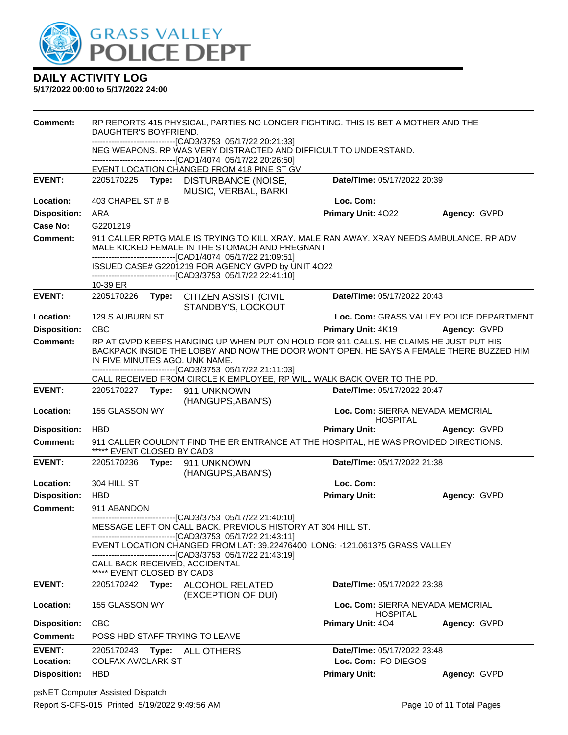**DAILY ACTIVITY LOG**
**5/17/2022 00:00 to 5/17/2022 24:00**

**Comment:** RP REPORTS 415 PHYSICAL, PARTIES NO LONGER FIGHTING. THIS IS BET A MOTHER AND THE DAUGHTER'S BOYFRIEND.
------------------------------[CAD3/3753 05/17/22 20:21:33]
NEG WEAPONS. RP WAS VERY DISTRACTED AND DIFFICULT TO UNDERSTAND.
------------------------------[CAD1/4074 05/17/22 20:26:50]
EVENT LOCATION CHANGED FROM 418 PINE ST GV

---

**EVENT:** 2205170225 **Type:** DISTURBANCE (NOISE, MUSIC, VERBAL, BARKI **Date/TIme:** 05/17/2022 20:39
**Location:** 403 CHAPEL ST # B **Loc. Com:**
**Disposition:** ARA **Primary Unit:** 4O22 **Agency:** GVPD
**Case No:** G2201219
**Comment:** 911 CALLER RPTG MALE IS TRYING TO KILL XRAY. MALE RAN AWAY. XRAY NEEDS AMBULANCE. RP ADV MALE KICKED FEMALE IN THE STOMACH AND PREGNANT
------------------------------[CAD1/4074 05/17/22 21:09:51]
ISSUED CASE# G2201219 FOR AGENCY GVPD by UNIT 4O22
------------------------------[CAD3/3753 05/17/22 22:41:10]
10-39 ER

---

**EVENT:** 2205170226 **Type:** CITIZEN ASSIST (CIVIL STANDBY'S, LOCKOUT **Date/TIme:** 05/17/2022 20:43
**Location:** 129 S AUBURN ST **Loc. Com:** GRASS VALLEY POLICE DEPARTMENT
**Disposition:** CBC **Primary Unit:** 4K19 **Agency:** GVPD
**Comment:** RP AT GVPD KEEPS HANGING UP WHEN PUT ON HOLD FOR 911 CALLS. HE CLAIMS HE JUST PUT HIS BACKPACK INSIDE THE LOBBY AND NOW THE DOOR WON'T OPEN. HE SAYS A FEMALE THERE BUZZED HIM IN FIVE MINUTES AGO. UNK NAME.
------------------------------[CAD3/3753 05/17/22 21:11:03]
CALL RECEIVED FROM CIRCLE K EMPLOYEE, RP WILL WALK BACK OVER TO THE PD.

---

**EVENT:** 2205170227 **Type:** 911 UNKNOWN (HANGUPS,ABAN'S) **Date/TIme:** 05/17/2022 20:47
**Location:** 155 GLASSON WY **Loc. Com:** SIERRA NEVADA MEMORIAL HOSPITAL
**Disposition:** HBD **Primary Unit:** **Agency:** GVPD
**Comment:** 911 CALLER COULDN'T FIND THE ER ENTRANCE AT THE HOSPITAL, HE WAS PROVIDED DIRECTIONS.
***** EVENT CLOSED BY CAD3

---

**EVENT:** 2205170236 **Type:** 911 UNKNOWN (HANGUPS,ABAN'S) **Date/TIme:** 05/17/2022 21:38
**Location:** 304 HILL ST **Loc. Com:**
**Disposition:** HBD **Primary Unit:** **Agency:** GVPD
**Comment:** 911 ABANDON
------------------------------[CAD3/3753 05/17/22 21:40:10]
MESSAGE LEFT ON CALL BACK. PREVIOUS HISTORY AT 304 HILL ST.
------------------------------[CAD3/3753 05/17/22 21:43:11]
EVENT LOCATION CHANGED FROM LAT: 39.22476400 LONG: -121.061375 GRASS VALLEY
------------------------------[CAD3/3753 05/17/22 21:43:19]
CALL BACK RECEIVED, ACCIDENTAL
***** EVENT CLOSED BY CAD3

---

**EVENT:** 2205170242 **Type:** ALCOHOL RELATED (EXCEPTION OF DUI) **Date/TIme:** 05/17/2022 23:38
**Location:** 155 GLASSON WY **Loc. Com:** SIERRA NEVADA MEMORIAL HOSPITAL
**Disposition:** CBC **Primary Unit:** 4O4 **Agency:** GVPD
**Comment:** POSS HBD STAFF TRYING TO LEAVE

---

**EVENT:** 2205170243 **Type:** ALL OTHERS **Date/TIme:** 05/17/2022 23:48
**Location:** COLFAX AV/CLARK ST **Loc. Com:** IFO DIEGOS
**Disposition:** HBD **Primary Unit:** **Agency:** GVPD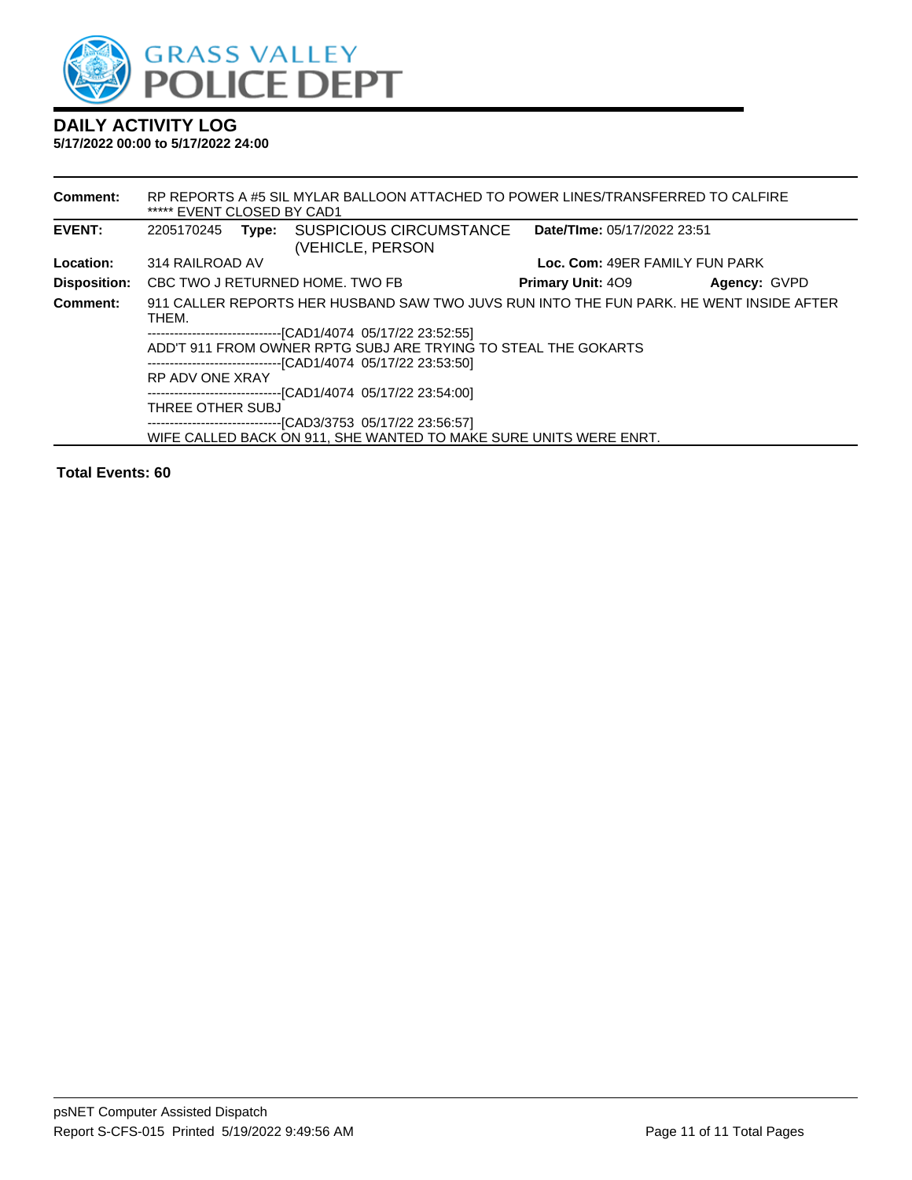# GRASS VALLEY POLICE DEPT

## DAILY ACTIVITY LOG

**5/17/2022 00:00 to 5/17/2022 24:00**

| | | | | |
|---|---|---|---|---|
| **Comment:** | RP REPORTS A #5 SIL MYLAR BALLOON ATTACHED TO POWER LINES/TRANSFERRED TO CALFIRE<br>***** EVENT CLOSED BY CAD1 | | | |
| **EVENT:** | 2205170245 **Type:** SUSPICIOUS CIRCUMSTANCE (VEHICLE, PERSON | | **Date/TIme:** 05/17/2022 23:51 | |
| **Location:** | 314 RAILROAD AV | | **Loc. Com:** 49ER FAMILY FUN PARK | |
| **Disposition:** | CBC TWO J RETURNED HOME. TWO FB | | **Primary Unit:** 4O9 | **Agency:** GVPD |
| **Comment:** | 911 CALLER REPORTS HER HUSBAND SAW TWO JUVS RUN INTO THE FUN PARK. HE WENT INSIDE AFTER THEM.<br>-------------------------------[CAD1/4074 05/17/22 23:52:55]<br>ADD'T 911 FROM OWNER RPTG SUBJ ARE TRYING TO STEAL THE GOKARTS<br>-------------------------------[CAD1/4074 05/17/22 23:53:50]<br>RP ADV ONE XRAY<br>-------------------------------[CAD1/4074 05/17/22 23:54:00]<br>THREE OTHER SUBJ<br>-------------------------------[CAD3/3753 05/17/22 23:56:57]<br>WIFE CALLED BACK ON 911, SHE WANTED TO MAKE SURE UNITS WERE ENRT. | | | |

**Total Events: 60**

psNET Computer Assisted Dispatch
Report S-CFS-015 Printed 5/19/2022 9:49:56 AM